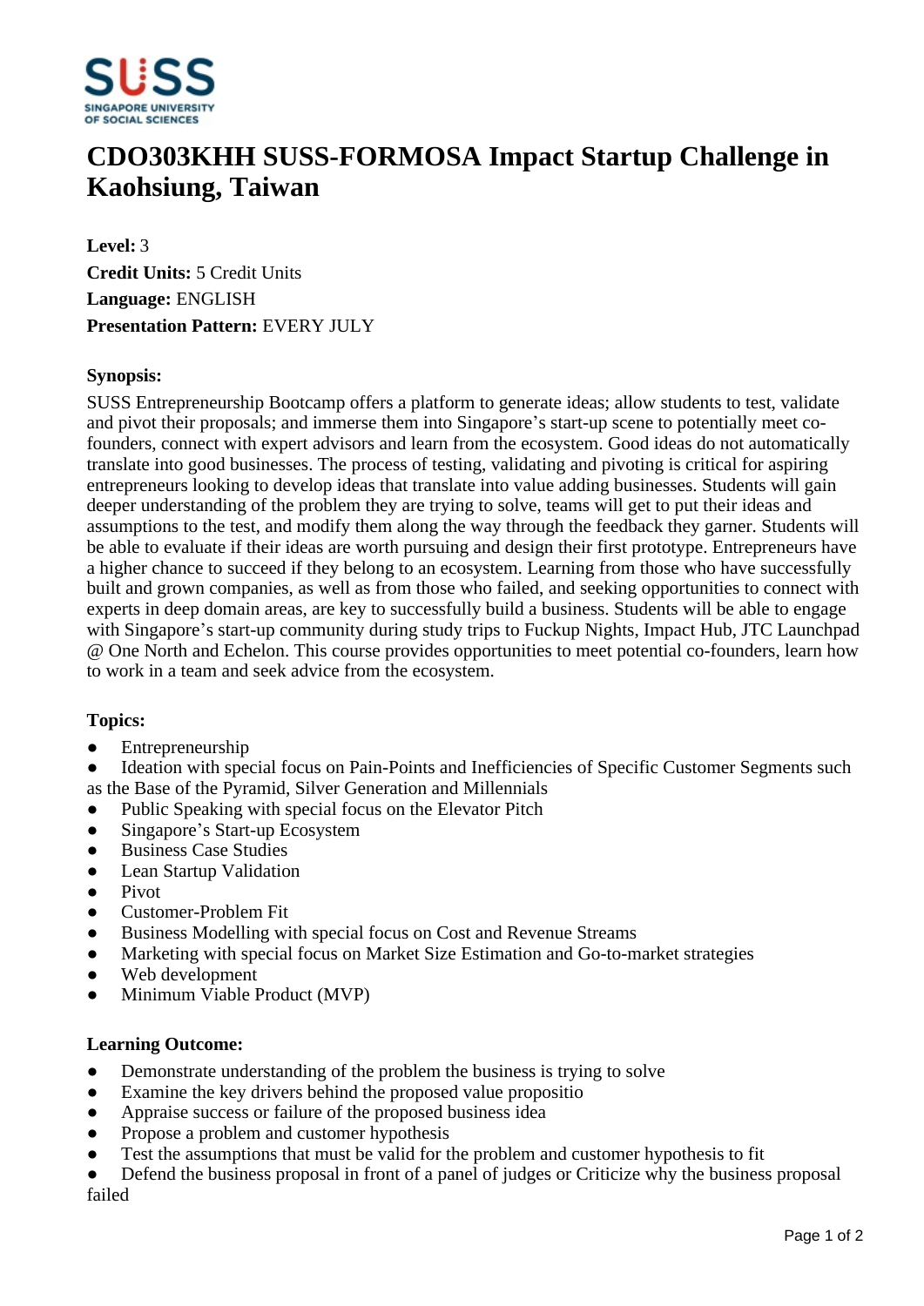# CDO303KHH SUSS-FORMOSA Impact Startup Challenge in Kaohsiung, Taiwan

**Level:** 3
**Credit Units:** 5 Credit Units
**Language:** ENGLISH
**Presentation Pattern:** EVERY JULY

**Synopsis:**

SUSS Entrepreneurship Bootcamp offers a platform to generate ideas; allow students to test, validate and pivot their proposals; and immerse them into Singapore's start-up scene to potentially meet co-founders, connect with expert advisors and learn from the ecosystem. Good ideas do not automatically translate into good businesses. The process of testing, validating and pivoting is critical for aspiring entrepreneurs looking to develop ideas that translate into value adding businesses. Students will gain deeper understanding of the problem they are trying to solve, teams will get to put their ideas and assumptions to the test, and modify them along the way through the feedback they garner. Students will be able to evaluate if their ideas are worth pursuing and design their first prototype. Entrepreneurs have a higher chance to succeed if they belong to an ecosystem. Learning from those who have successfully built and grown companies, as well as from those who failed, and seeking opportunities to connect with experts in deep domain areas, are key to successfully build a business. Students will be able to engage with Singapore's start-up community during study trips to Fuckup Nights, Impact Hub, JTC Launchpad @ One North and Echelon. This course provides opportunities to meet potential co-founders, learn how to work in a team and seek advice from the ecosystem.

**Topics:**

- Entrepreneurship
- Ideation with special focus on Pain-Points and Inefficiencies of Specific Customer Segments such as the Base of the Pyramid, Silver Generation and Millennials
- Public Speaking with special focus on the Elevator Pitch
- Singapore's Start-up Ecosystem
- Business Case Studies
- Lean Startup Validation
- Pivot
- Customer-Problem Fit
- Business Modelling with special focus on Cost and Revenue Streams
- Marketing with special focus on Market Size Estimation and Go-to-market strategies
- Web development
- Minimum Viable Product (MVP)

**Learning Outcome:**

- Demonstrate understanding of the problem the business is trying to solve
- Examine the key drivers behind the proposed value propositio
- Appraise success or failure of the proposed business idea
- Propose a problem and customer hypothesis
- Test the assumptions that must be valid for the problem and customer hypothesis to fit
- Defend the business proposal in front of a panel of judges or Criticize why the business proposal failed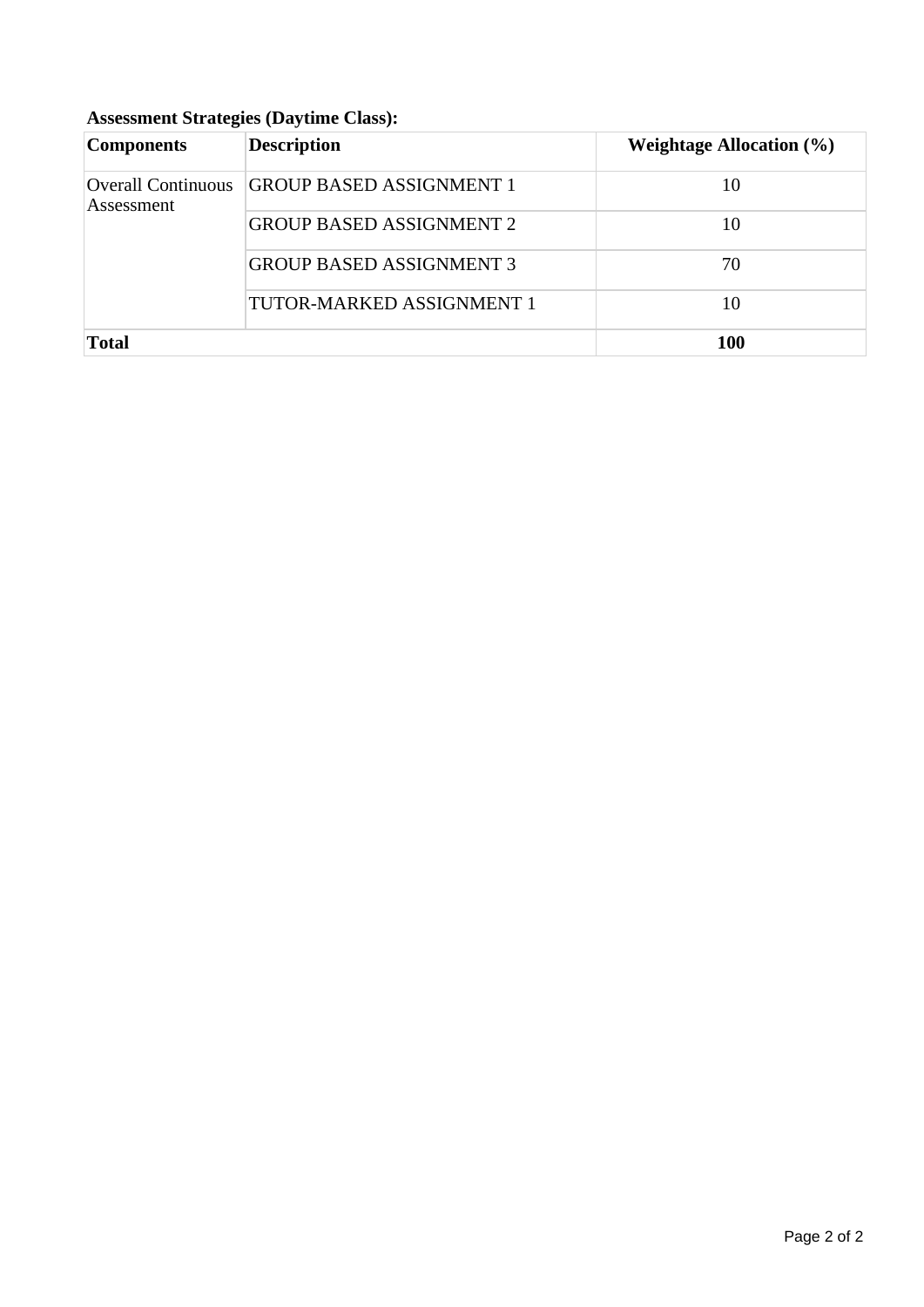**Assessment Strategies (Daytime Class):**

| Components | Description | Weightage Allocation (%) |
|---|---|---|
| Overall Continuous Assessment | GROUP BASED ASSIGNMENT 1 | 10 |
| | GROUP BASED ASSIGNMENT 2 | 10 |
| | GROUP BASED ASSIGNMENT 3 | 70 |
| | TUTOR-MARKED ASSIGNMENT 1 | 10 |
| **Total** | | **100** |